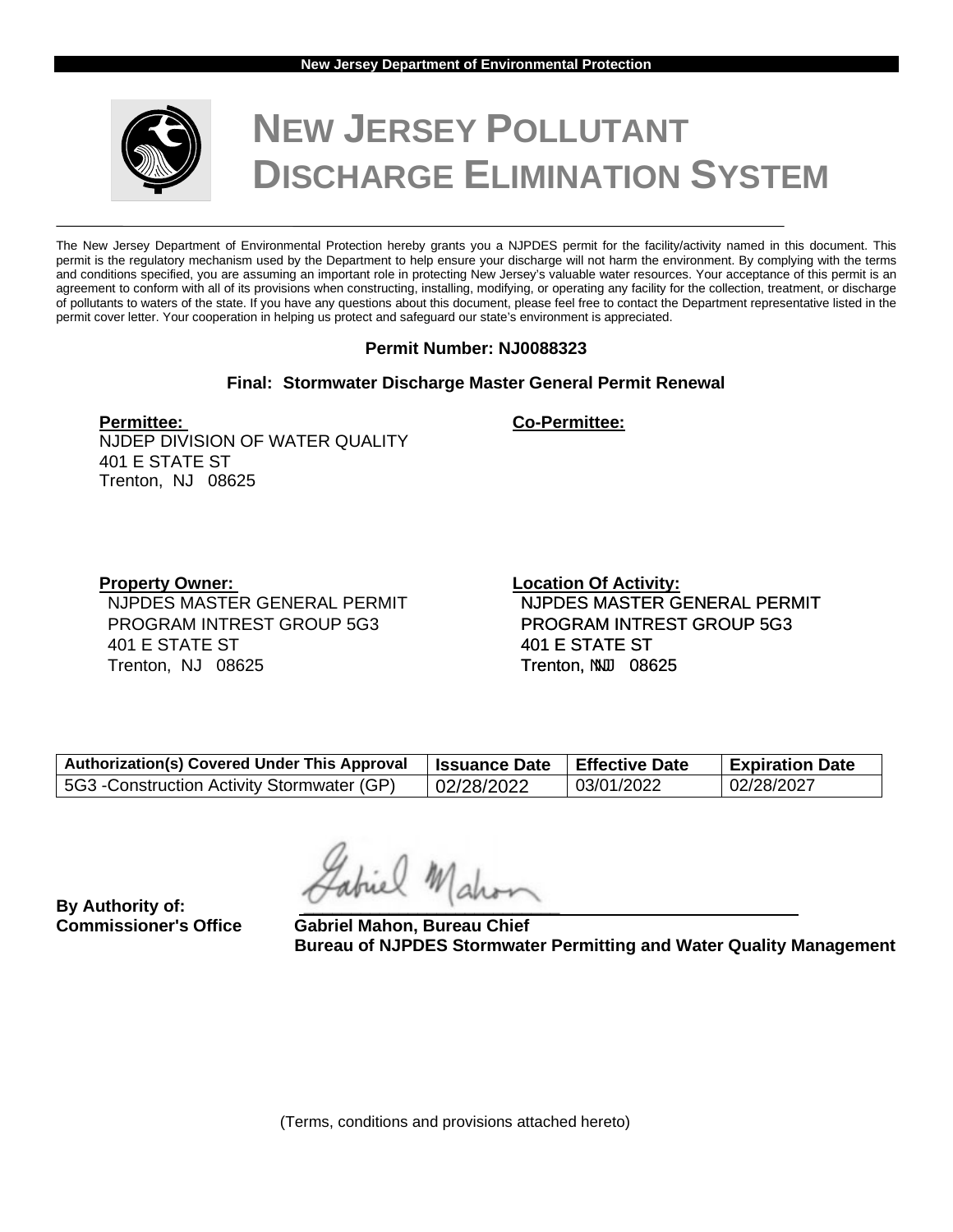New Jersey Department of Environmental Protection

# NEW JERSEY POLLUTANT DISCHARGE ELIMINATION SYSTEM

The New Jersey Department of Environmental Protection hereby grants you a NJPDES permit for the facility/activity named in this document. This permit is the regulatory mechanism used by the Department to help ensure your discharge will not harm the environment. By complying with the terms and conditions specified, you are assuming an important role in protecting New Jersey's valuable water resources. Your acceptance of this permit is an agreement to conform with all of its provisions when constructing, installing, modifying, or operating any facility for the collection, treatment, or discharge of pollutants to waters of the state. If you have any questions about this document, please feel free to contact the Department representative listed in the permit cover letter. Your cooperation in helping us protect and safeguard our state's environment is appreciated.

**Permit Number: NJ0088323**

**Final: Stormwater Discharge Master General Permit Renewal**

**Permittee:**
NJDEP DIVISION OF WATER QUALITY
401 E STATE ST
Trenton, NJ 08625

**Co-Permittee:**

**Property Owner:**
NJPDES MASTER GENERAL PERMIT
PROGRAM INTREST GROUP 5G3
401 E STATE ST
Trenton, NJ 08625

**Location Of Activity:**
NJPDES MASTER GENERAL PERMIT
PROGRAM INTREST GROUP 5G3
401 E STATE ST
Trenton, NJ 08625

| Authorization(s) Covered Under This Approval | Issuance Date | Effective Date | Expiration Date |
|---|---|---|---|
| 5G3 -Construction Activity Stormwater (GP) | 02/28/2022 | 03/01/2022 | 02/28/2027 |

**By Authority of:**
**Commissioner's Office**

**Gabriel Mahon, Bureau Chief**
**Bureau of NJPDES Stormwater Permitting and Water Quality Management**

(Terms, conditions and provisions attached hereto)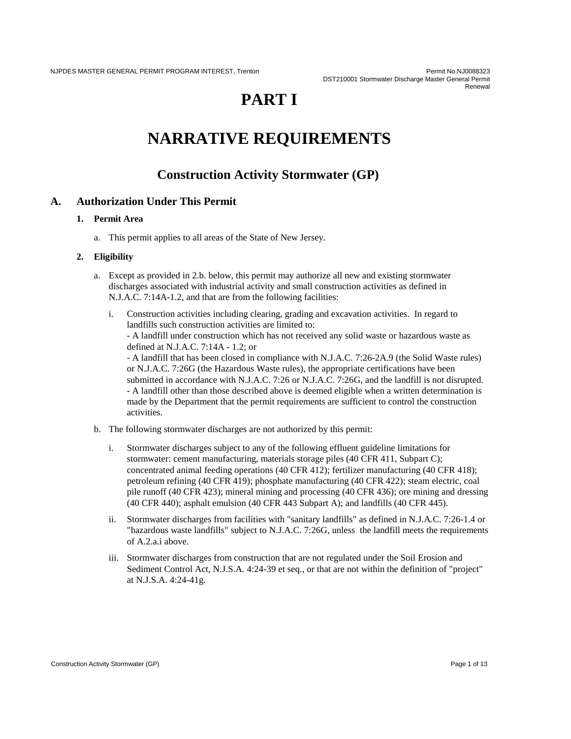# PART I

# NARRATIVE REQUIREMENTS

## Construction Activity Stormwater (GP)

### A. Authorization Under This Permit

**1. Permit Area**

a. This permit applies to all areas of the State of New Jersey.

**2. Eligibility**

a. Except as provided in 2.b. below, this permit may authorize all new and existing stormwater discharges associated with industrial activity and small construction activities as defined in N.J.A.C. 7:14A-1.2, and that are from the following facilities:

   i. Construction activities including clearing, grading and excavation activities. In regard to landfills such construction activities are limited to:
   - A landfill under construction which has not received any solid waste or hazardous waste as defined at N.J.A.C. 7:14A - 1.2; or
   - A landfill that has been closed in compliance with N.J.A.C. 7:26-2A.9 (the Solid Waste rules) or N.J.A.C. 7:26G (the Hazardous Waste rules), the appropriate certifications have been submitted in accordance with N.J.A.C. 7:26 or N.J.A.C. 7:26G, and the landfill is not disrupted.
   - A landfill other than those described above is deemed eligible when a written determination is made by the Department that the permit requirements are sufficient to control the construction activities.

b. The following stormwater discharges are not authorized by this permit:

   i. Stormwater discharges subject to any of the following effluent guideline limitations for stormwater: cement manufacturing, materials storage piles (40 CFR 411, Subpart C); concentrated animal feeding operations (40 CFR 412); fertilizer manufacturing (40 CFR 418); petroleum refining (40 CFR 419); phosphate manufacturing (40 CFR 422); steam electric, coal pile runoff (40 CFR 423); mineral mining and processing (40 CFR 436); ore mining and dressing (40 CFR 440); asphalt emulsion (40 CFR 443 Subpart A); and landfills (40 CFR 445).

   ii. Stormwater discharges from facilities with "sanitary landfills" as defined in N.J.A.C. 7:26-1.4 or "hazardous waste landfills" subject to N.J.A.C. 7:26G, unless the landfill meets the requirements of A.2.a.i above.

   iii. Stormwater discharges from construction that are not regulated under the Soil Erosion and Sediment Control Act, N.J.S.A. 4:24-39 et seq., or that are not within the definition of "project" at N.J.S.A. 4:24-41g.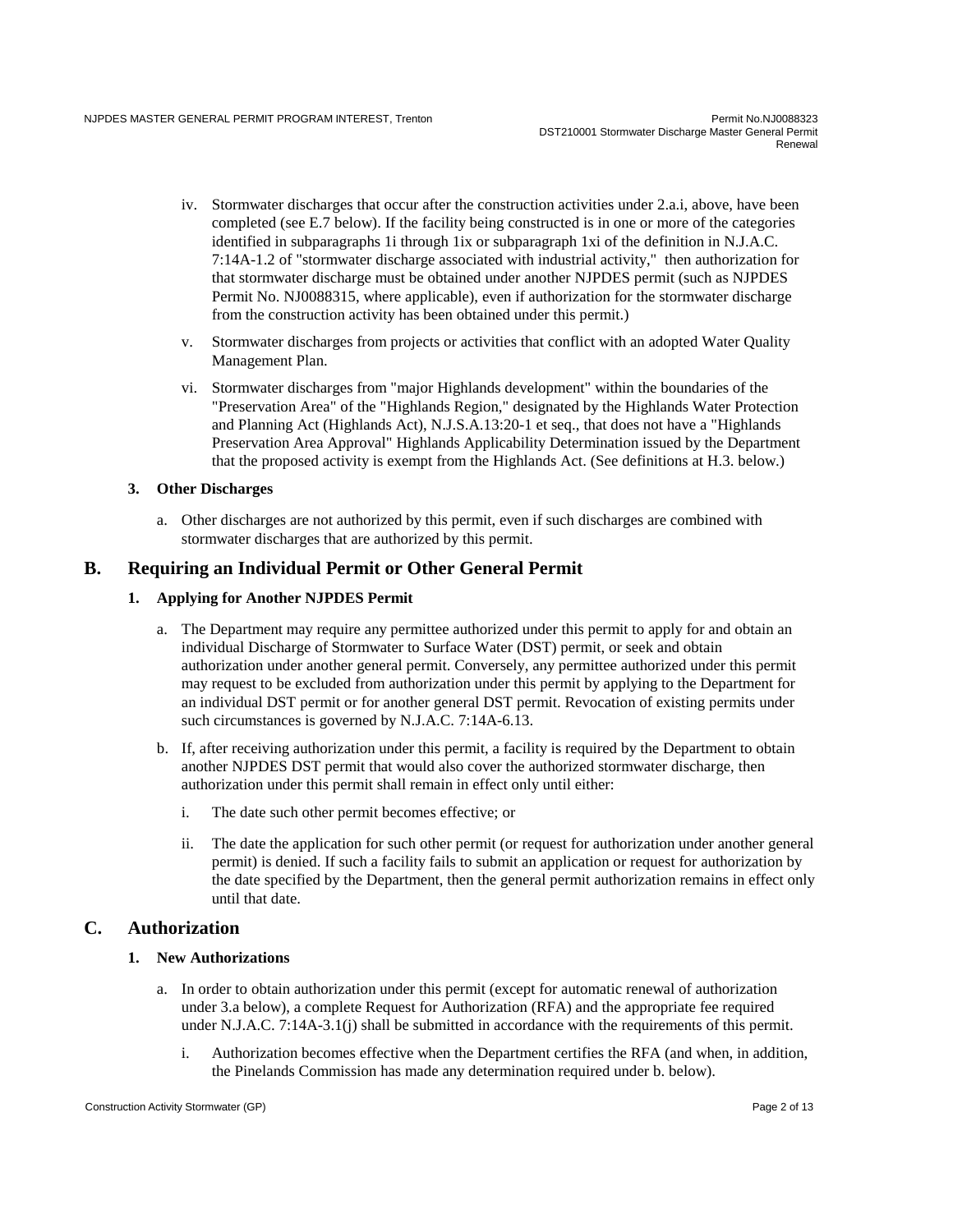iv. Stormwater discharges that occur after the construction activities under 2.a.i, above, have been completed (see E.7 below). If the facility being constructed is in one or more of the categories identified in subparagraphs 1i through 1ix or subparagraph 1xi of the definition in N.J.A.C. 7:14A-1.2 of "stormwater discharge associated with industrial activity," then authorization for that stormwater discharge must be obtained under another NJPDES permit (such as NJPDES Permit No. NJ0088315, where applicable), even if authorization for the stormwater discharge from the construction activity has been obtained under this permit.)

v. Stormwater discharges from projects or activities that conflict with an adopted Water Quality Management Plan.

vi. Stormwater discharges from "major Highlands development" within the boundaries of the "Preservation Area" of the "Highlands Region," designated by the Highlands Water Protection and Planning Act (Highlands Act), N.J.S.A.13:20-1 et seq., that does not have a "Highlands Preservation Area Approval" Highlands Applicability Determination issued by the Department that the proposed activity is exempt from the Highlands Act. (See definitions at H.3. below.)

### 3. Other Discharges

a. Other discharges are not authorized by this permit, even if such discharges are combined with stormwater discharges that are authorized by this permit.

## B. Requiring an Individual Permit or Other General Permit

### 1. Applying for Another NJPDES Permit

a. The Department may require any permittee authorized under this permit to apply for and obtain an individual Discharge of Stormwater to Surface Water (DST) permit, or seek and obtain authorization under another general permit. Conversely, any permittee authorized under this permit may request to be excluded from authorization under this permit by applying to the Department for an individual DST permit or for another general DST permit. Revocation of existing permits under such circumstances is governed by N.J.A.C. 7:14A-6.13.

b. If, after receiving authorization under this permit, a facility is required by the Department to obtain another NJPDES DST permit that would also cover the authorized stormwater discharge, then authorization under this permit shall remain in effect only until either:

i. The date such other permit becomes effective; or

ii. The date the application for such other permit (or request for authorization under another general permit) is denied. If such a facility fails to submit an application or request for authorization by the date specified by the Department, then the general permit authorization remains in effect only until that date.

## C. Authorization

### 1. New Authorizations

a. In order to obtain authorization under this permit (except for automatic renewal of authorization under 3.a below), a complete Request for Authorization (RFA) and the appropriate fee required under N.J.A.C. 7:14A-3.1(j) shall be submitted in accordance with the requirements of this permit.

i. Authorization becomes effective when the Department certifies the RFA (and when, in addition, the Pinelands Commission has made any determination required under b. below).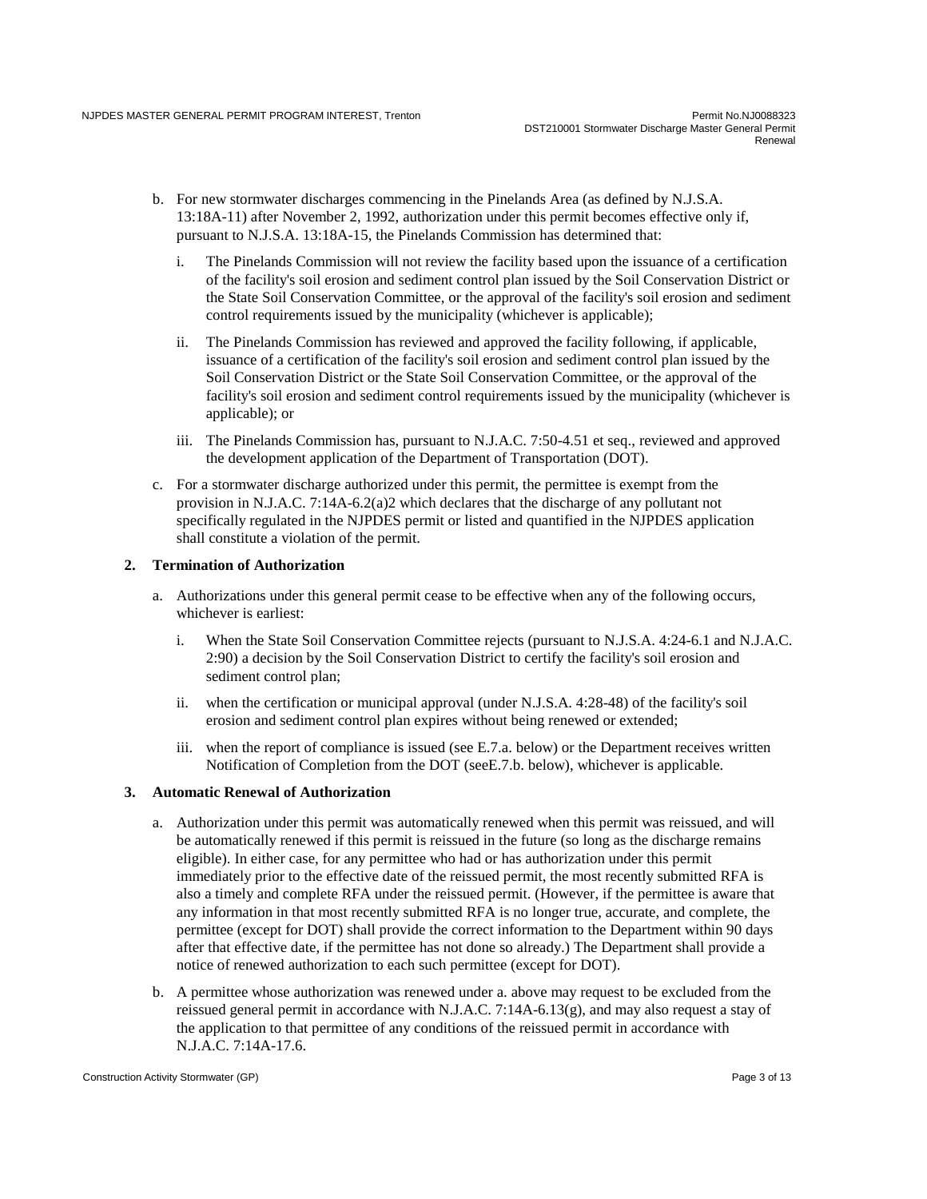b. For new stormwater discharges commencing in the Pinelands Area (as defined by N.J.S.A. 13:18A-11) after November 2, 1992, authorization under this permit becomes effective only if, pursuant to N.J.S.A. 13:18A-15, the Pinelands Commission has determined that:

   i. The Pinelands Commission will not review the facility based upon the issuance of a certification of the facility's soil erosion and sediment control plan issued by the Soil Conservation District or the State Soil Conservation Committee, or the approval of the facility's soil erosion and sediment control requirements issued by the municipality (whichever is applicable);

   ii. The Pinelands Commission has reviewed and approved the facility following, if applicable, issuance of a certification of the facility's soil erosion and sediment control plan issued by the Soil Conservation District or the State Soil Conservation Committee, or the approval of the facility's soil erosion and sediment control requirements issued by the municipality (whichever is applicable); or

   iii. The Pinelands Commission has, pursuant to N.J.A.C. 7:50-4.51 et seq., reviewed and approved the development application of the Department of Transportation (DOT).

c. For a stormwater discharge authorized under this permit, the permittee is exempt from the provision in N.J.A.C. 7:14A-6.2(a)2 which declares that the discharge of any pollutant not specifically regulated in the NJPDES permit or listed and quantified in the NJPDES application shall constitute a violation of the permit.

**2. Termination of Authorization**

a. Authorizations under this general permit cease to be effective when any of the following occurs, whichever is earliest:

   i. When the State Soil Conservation Committee rejects (pursuant to N.J.S.A. 4:24-6.1 and N.J.A.C. 2:90) a decision by the Soil Conservation District to certify the facility's soil erosion and sediment control plan;

   ii. when the certification or municipal approval (under N.J.S.A. 4:28-48) of the facility's soil erosion and sediment control plan expires without being renewed or extended;

   iii. when the report of compliance is issued (see E.7.a. below) or the Department receives written Notification of Completion from the DOT (seeE.7.b. below), whichever is applicable.

**3. Automatic Renewal of Authorization**

a. Authorization under this permit was automatically renewed when this permit was reissued, and will be automatically renewed if this permit is reissued in the future (so long as the discharge remains eligible). In either case, for any permittee who had or has authorization under this permit immediately prior to the effective date of the reissued permit, the most recently submitted RFA is also a timely and complete RFA under the reissued permit. (However, if the permittee is aware that any information in that most recently submitted RFA is no longer true, accurate, and complete, the permittee (except for DOT) shall provide the correct information to the Department within 90 days after that effective date, if the permittee has not done so already.) The Department shall provide a notice of renewed authorization to each such permittee (except for DOT).

b. A permittee whose authorization was renewed under a. above may request to be excluded from the reissued general permit in accordance with N.J.A.C. 7:14A-6.13(g), and may also request a stay of the application to that permittee of any conditions of the reissued permit in accordance with N.J.A.C. 7:14A-17.6.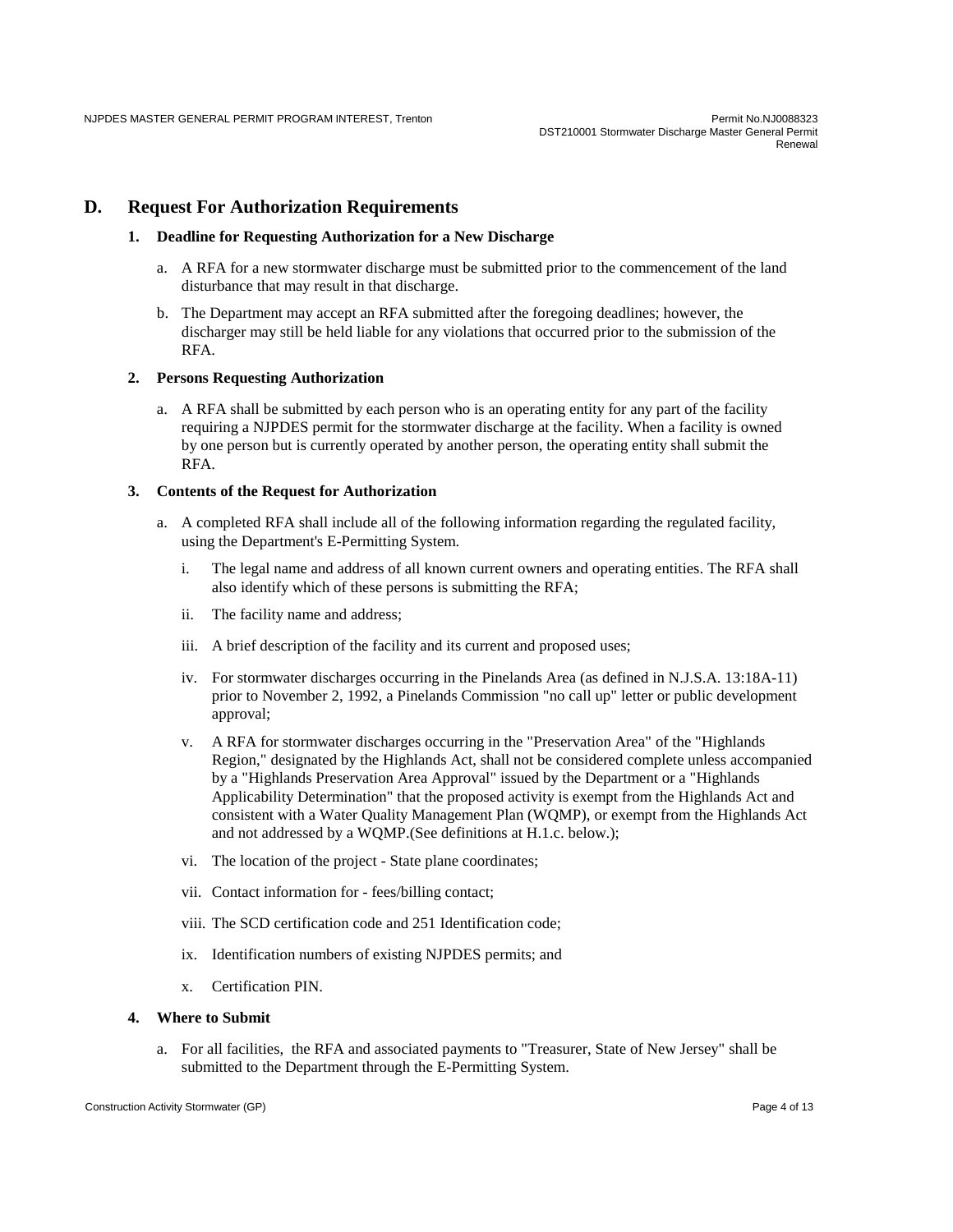## D. Request For Authorization Requirements

### 1. Deadline for Requesting Authorization for a New Discharge

a. A RFA for a new stormwater discharge must be submitted prior to the commencement of the land disturbance that may result in that discharge.

b. The Department may accept an RFA submitted after the foregoing deadlines; however, the discharger may still be held liable for any violations that occurred prior to the submission of the RFA.

### 2. Persons Requesting Authorization

a. A RFA shall be submitted by each person who is an operating entity for any part of the facility requiring a NJPDES permit for the stormwater discharge at the facility. When a facility is owned by one person but is currently operated by another person, the operating entity shall submit the RFA.

### 3. Contents of the Request for Authorization

a. A completed RFA shall include all of the following information regarding the regulated facility, using the Department's E-Permitting System.

   i. The legal name and address of all known current owners and operating entities. The RFA shall also identify which of these persons is submitting the RFA;

   ii. The facility name and address;

   iii. A brief description of the facility and its current and proposed uses;

   iv. For stormwater discharges occurring in the Pinelands Area (as defined in N.J.S.A. 13:18A-11) prior to November 2, 1992, a Pinelands Commission "no call up" letter or public development approval;

   v. A RFA for stormwater discharges occurring in the "Preservation Area" of the "Highlands Region," designated by the Highlands Act, shall not be considered complete unless accompanied by a "Highlands Preservation Area Approval" issued by the Department or a "Highlands Applicability Determination" that the proposed activity is exempt from the Highlands Act and consistent with a Water Quality Management Plan (WQMP), or exempt from the Highlands Act and not addressed by a WQMP.(See definitions at H.1.c. below.);

   vi. The location of the project - State plane coordinates;

   vii. Contact information for - fees/billing contact;

   viii. The SCD certification code and 251 Identification code;

   ix. Identification numbers of existing NJPDES permits; and

   x. Certification PIN.

### 4. Where to Submit

a. For all facilities, the RFA and associated payments to "Treasurer, State of New Jersey" shall be submitted to the Department through the E-Permitting System.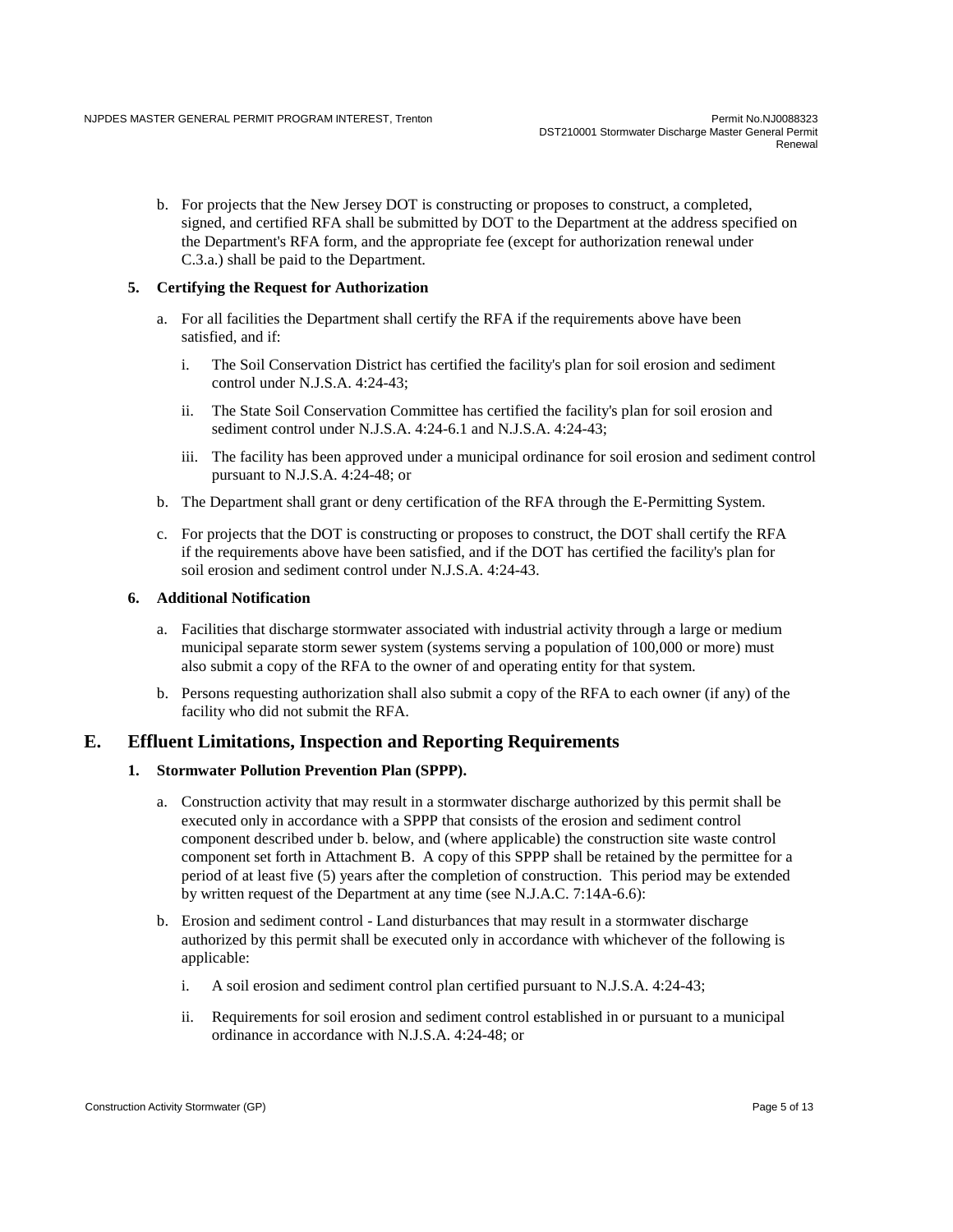b. For projects that the New Jersey DOT is constructing or proposes to construct, a completed, signed, and certified RFA shall be submitted by DOT to the Department at the address specified on the Department's RFA form, and the appropriate fee (except for authorization renewal under C.3.a.) shall be paid to the Department.

**5. Certifying the Request for Authorization**

a. For all facilities the Department shall certify the RFA if the requirements above have been satisfied, and if:

   i. The Soil Conservation District has certified the facility's plan for soil erosion and sediment control under N.J.S.A. 4:24-43;

   ii. The State Soil Conservation Committee has certified the facility's plan for soil erosion and sediment control under N.J.S.A. 4:24-6.1 and N.J.S.A. 4:24-43;

   iii. The facility has been approved under a municipal ordinance for soil erosion and sediment control pursuant to N.J.S.A. 4:24-48; or

b. The Department shall grant or deny certification of the RFA through the E-Permitting System.

c. For projects that the DOT is constructing or proposes to construct, the DOT shall certify the RFA if the requirements above have been satisfied, and if the DOT has certified the facility's plan for soil erosion and sediment control under N.J.S.A. 4:24-43.

**6. Additional Notification**

a. Facilities that discharge stormwater associated with industrial activity through a large or medium municipal separate storm sewer system (systems serving a population of 100,000 or more) must also submit a copy of the RFA to the owner of and operating entity for that system.

b. Persons requesting authorization shall also submit a copy of the RFA to each owner (if any) of the facility who did not submit the RFA.

## E. Effluent Limitations, Inspection and Reporting Requirements

**1. Stormwater Pollution Prevention Plan (SPPP).**

a. Construction activity that may result in a stormwater discharge authorized by this permit shall be executed only in accordance with a SPPP that consists of the erosion and sediment control component described under b. below, and (where applicable) the construction site waste control component set forth in Attachment B. A copy of this SPPP shall be retained by the permittee for a period of at least five (5) years after the completion of construction. This period may be extended by written request of the Department at any time (see N.J.A.C. 7:14A-6.6):

b. Erosion and sediment control - Land disturbances that may result in a stormwater discharge authorized by this permit shall be executed only in accordance with whichever of the following is applicable:

   i. A soil erosion and sediment control plan certified pursuant to N.J.S.A. 4:24-43;

   ii. Requirements for soil erosion and sediment control established in or pursuant to a municipal ordinance in accordance with N.J.S.A. 4:24-48; or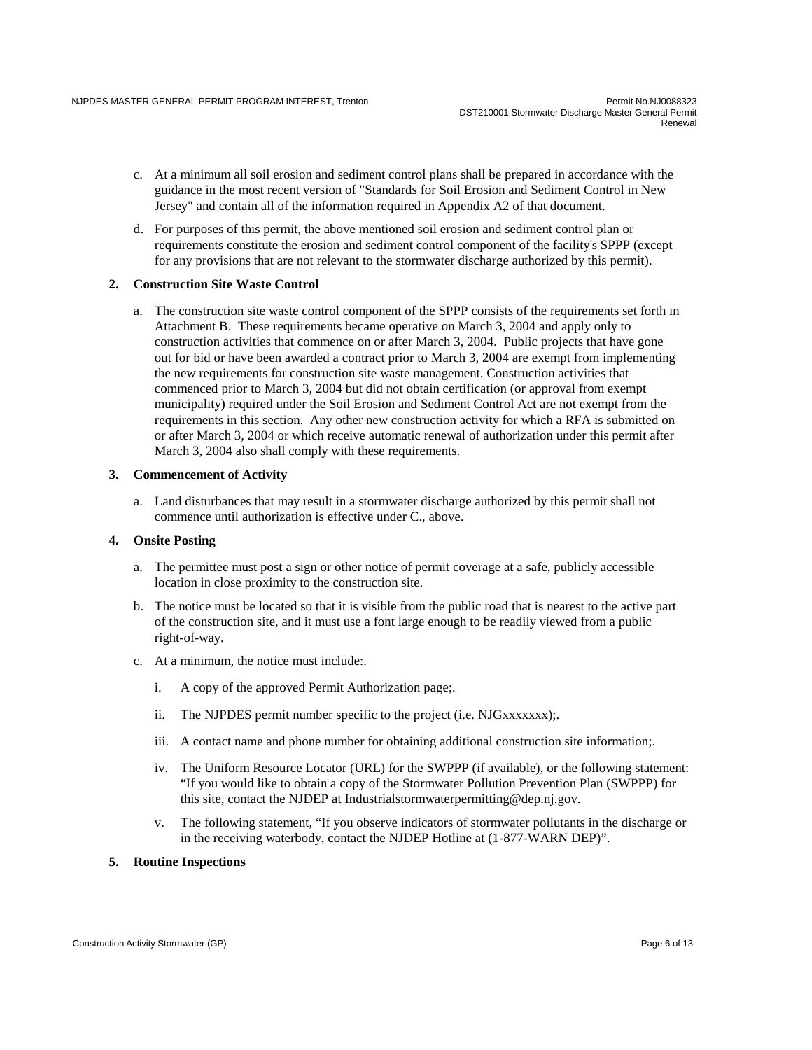c. At a minimum all soil erosion and sediment control plans shall be prepared in accordance with the guidance in the most recent version of "Standards for Soil Erosion and Sediment Control in New Jersey" and contain all of the information required in Appendix A2 of that document.

d. For purposes of this permit, the above mentioned soil erosion and sediment control plan or requirements constitute the erosion and sediment control component of the facility's SPPP (except for any provisions that are not relevant to the stormwater discharge authorized by this permit).

**2. Construction Site Waste Control**

a. The construction site waste control component of the SPPP consists of the requirements set forth in Attachment B. These requirements became operative on March 3, 2004 and apply only to construction activities that commence on or after March 3, 2004. Public projects that have gone out for bid or have been awarded a contract prior to March 3, 2004 are exempt from implementing the new requirements for construction site waste management. Construction activities that commenced prior to March 3, 2004 but did not obtain certification (or approval from exempt municipality) required under the Soil Erosion and Sediment Control Act are not exempt from the requirements in this section. Any other new construction activity for which a RFA is submitted on or after March 3, 2004 or which receive automatic renewal of authorization under this permit after March 3, 2004 also shall comply with these requirements.

**3. Commencement of Activity**

a. Land disturbances that may result in a stormwater discharge authorized by this permit shall not commence until authorization is effective under C., above.

**4. Onsite Posting**

a. The permittee must post a sign or other notice of permit coverage at a safe, publicly accessible location in close proximity to the construction site.

b. The notice must be located so that it is visible from the public road that is nearest to the active part of the construction site, and it must use a font large enough to be readily viewed from a public right-of-way.

c. At a minimum, the notice must include:.

   i. A copy of the approved Permit Authorization page;.

   ii. The NJPDES permit number specific to the project (i.e. NJGxxxxxxx);.

   iii. A contact name and phone number for obtaining additional construction site information;.

   iv. The Uniform Resource Locator (URL) for the SWPPP (if available), or the following statement: “If you would like to obtain a copy of the Stormwater Pollution Prevention Plan (SWPPP) for this site, contact the NJDEP at Industrialstormwaterpermitting@dep.nj.gov.

   v. The following statement, “If you observe indicators of stormwater pollutants in the discharge or in the receiving waterbody, contact the NJDEP Hotline at (1-877-WARN DEP)”.

**5. Routine Inspections**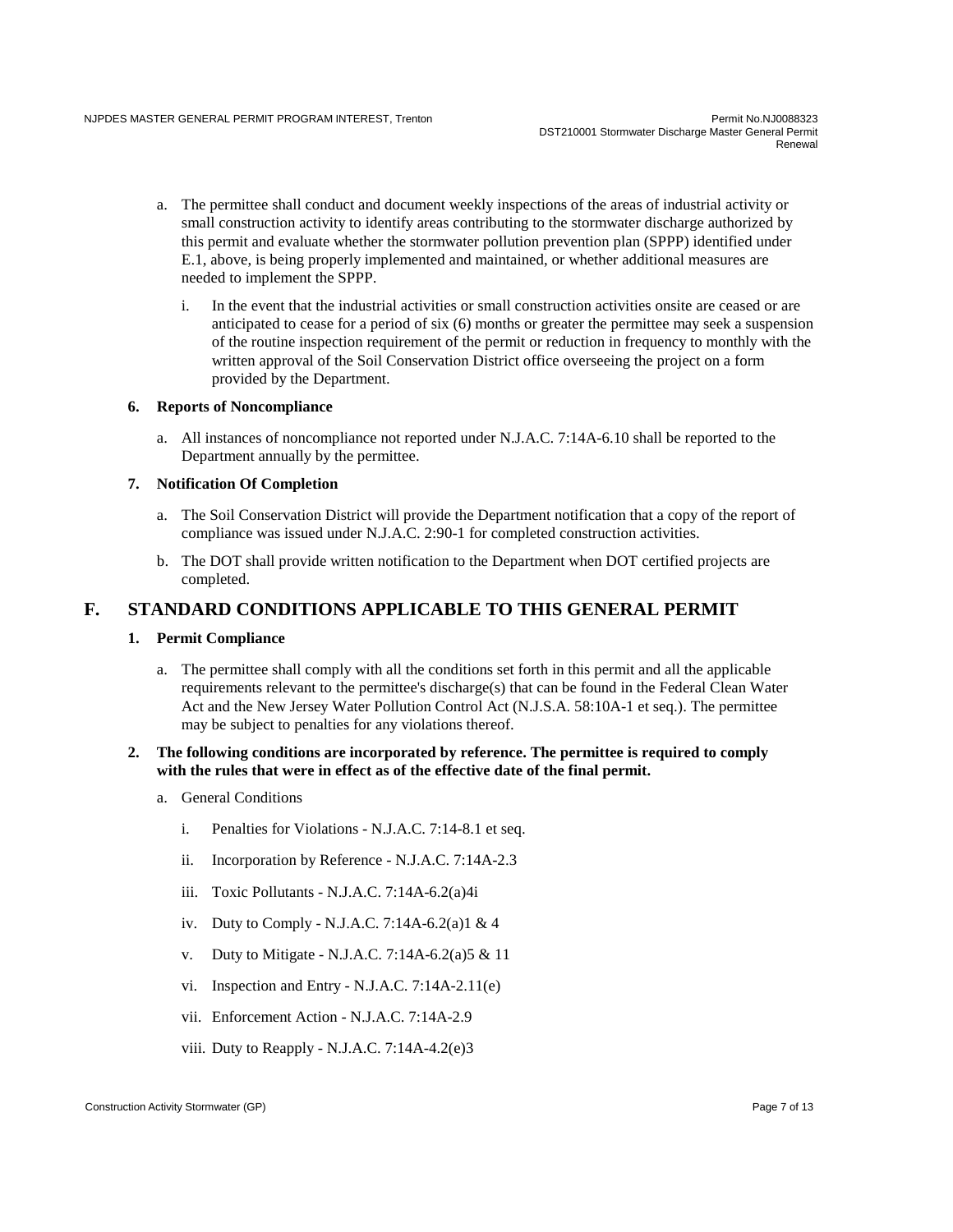a. The permittee shall conduct and document weekly inspections of the areas of industrial activity or small construction activity to identify areas contributing to the stormwater discharge authorized by this permit and evaluate whether the stormwater pollution prevention plan (SPPP) identified under E.1, above, is being properly implemented and maintained, or whether additional measures are needed to implement the SPPP.

   i. In the event that the industrial activities or small construction activities onsite are ceased or are anticipated to cease for a period of six (6) months or greater the permittee may seek a suspension of the routine inspection requirement of the permit or reduction in frequency to monthly with the written approval of the Soil Conservation District office overseeing the project on a form provided by the Department.

### 6. Reports of Noncompliance

a. All instances of noncompliance not reported under N.J.A.C. 7:14A-6.10 shall be reported to the Department annually by the permittee.

### 7. Notification Of Completion

a. The Soil Conservation District will provide the Department notification that a copy of the report of compliance was issued under N.J.A.C. 2:90-1 for completed construction activities.

b. The DOT shall provide written notification to the Department when DOT certified projects are completed.

## F. STANDARD CONDITIONS APPLICABLE TO THIS GENERAL PERMIT

### 1. Permit Compliance

a. The permittee shall comply with all the conditions set forth in this permit and all the applicable requirements relevant to the permittee's discharge(s) that can be found in the Federal Clean Water Act and the New Jersey Water Pollution Control Act (N.J.S.A. 58:10A-1 et seq.). The permittee may be subject to penalties for any violations thereof.

### 2. The following conditions are incorporated by reference. The permittee is required to comply with the rules that were in effect as of the effective date of the final permit.

a. General Conditions

   i. Penalties for Violations - N.J.A.C. 7:14-8.1 et seq.

   ii. Incorporation by Reference - N.J.A.C. 7:14A-2.3

   iii. Toxic Pollutants - N.J.A.C. 7:14A-6.2(a)4i

   iv. Duty to Comply - N.J.A.C. 7:14A-6.2(a)1 & 4

   v. Duty to Mitigate - N.J.A.C. 7:14A-6.2(a)5 & 11

   vi. Inspection and Entry - N.J.A.C. 7:14A-2.11(e)

   vii. Enforcement Action - N.J.A.C. 7:14A-2.9

   viii. Duty to Reapply - N.J.A.C. 7:14A-4.2(e)3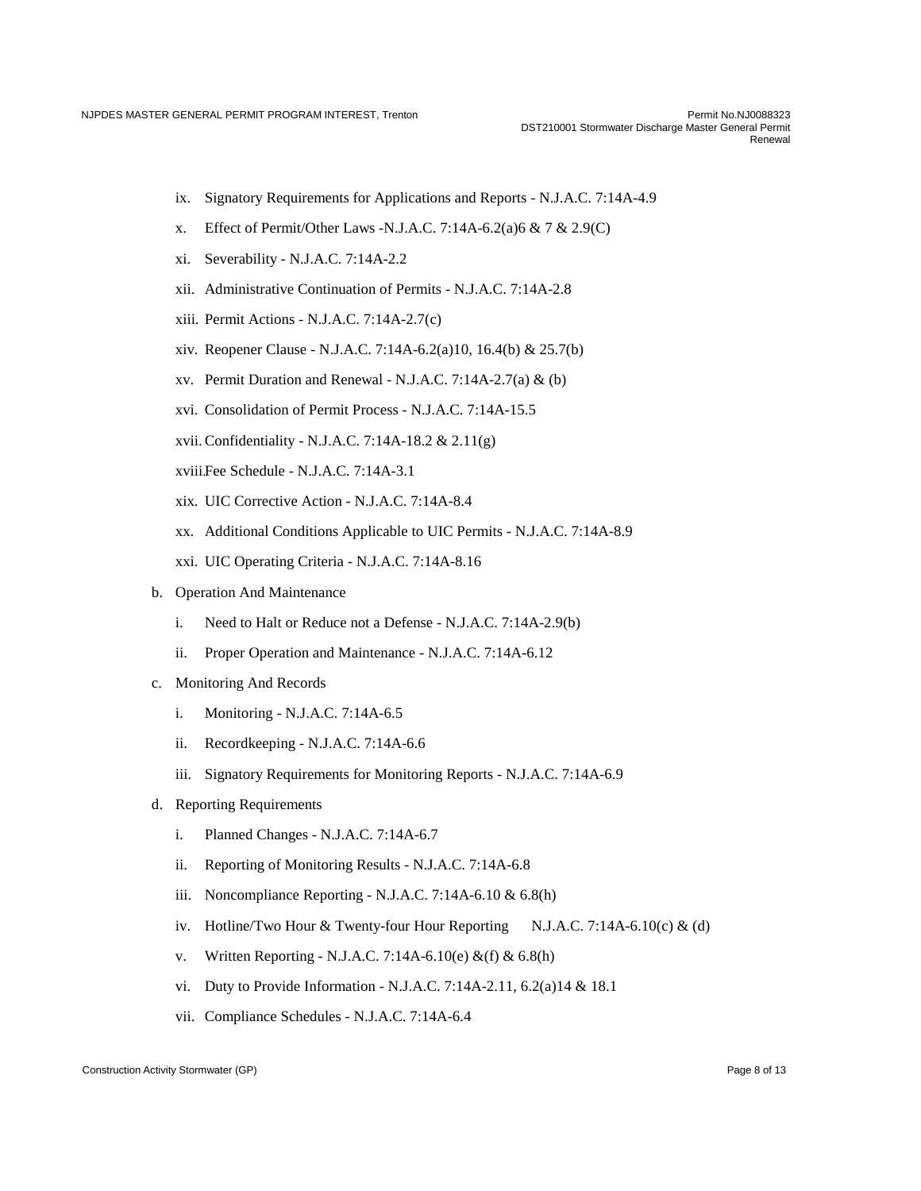- ix. Signatory Requirements for Applications and Reports - N.J.A.C. 7:14A-4.9
- x. Effect of Permit/Other Laws -N.J.A.C. 7:14A-6.2(a)6 & 7 & 2.9(C)
- xi. Severability - N.J.A.C. 7:14A-2.2
- xii. Administrative Continuation of Permits - N.J.A.C. 7:14A-2.8
- xiii. Permit Actions - N.J.A.C. 7:14A-2.7(c)
- xiv. Reopener Clause - N.J.A.C. 7:14A-6.2(a)10, 16.4(b) & 25.7(b)
- xv. Permit Duration and Renewal - N.J.A.C. 7:14A-2.7(a) & (b)
- xvi. Consolidation of Permit Process - N.J.A.C. 7:14A-15.5
- xvii. Confidentiality - N.J.A.C. 7:14A-18.2 & 2.11(g)
- xviii. Fee Schedule - N.J.A.C. 7:14A-3.1
- xix. UIC Corrective Action - N.J.A.C. 7:14A-8.4
- xx. Additional Conditions Applicable to UIC Permits - N.J.A.C. 7:14A-8.9
- xxi. UIC Operating Criteria - N.J.A.C. 7:14A-8.16

b. Operation And Maintenance

- i. Need to Halt or Reduce not a Defense - N.J.A.C. 7:14A-2.9(b)
- ii. Proper Operation and Maintenance - N.J.A.C. 7:14A-6.12

c. Monitoring And Records

- i. Monitoring - N.J.A.C. 7:14A-6.5
- ii. Recordkeeping - N.J.A.C. 7:14A-6.6
- iii. Signatory Requirements for Monitoring Reports - N.J.A.C. 7:14A-6.9

d. Reporting Requirements

- i. Planned Changes - N.J.A.C. 7:14A-6.7
- ii. Reporting of Monitoring Results - N.J.A.C. 7:14A-6.8
- iii. Noncompliance Reporting - N.J.A.C. 7:14A-6.10 & 6.8(h)
- iv. Hotline/Two Hour & Twenty-four Hour Reporting N.J.A.C. 7:14A-6.10(c) & (d)
- v. Written Reporting - N.J.A.C. 7:14A-6.10(e) &(f) & 6.8(h)
- vi. Duty to Provide Information - N.J.A.C. 7:14A-2.11, 6.2(a)14 & 18.1
- vii. Compliance Schedules - N.J.A.C. 7:14A-6.4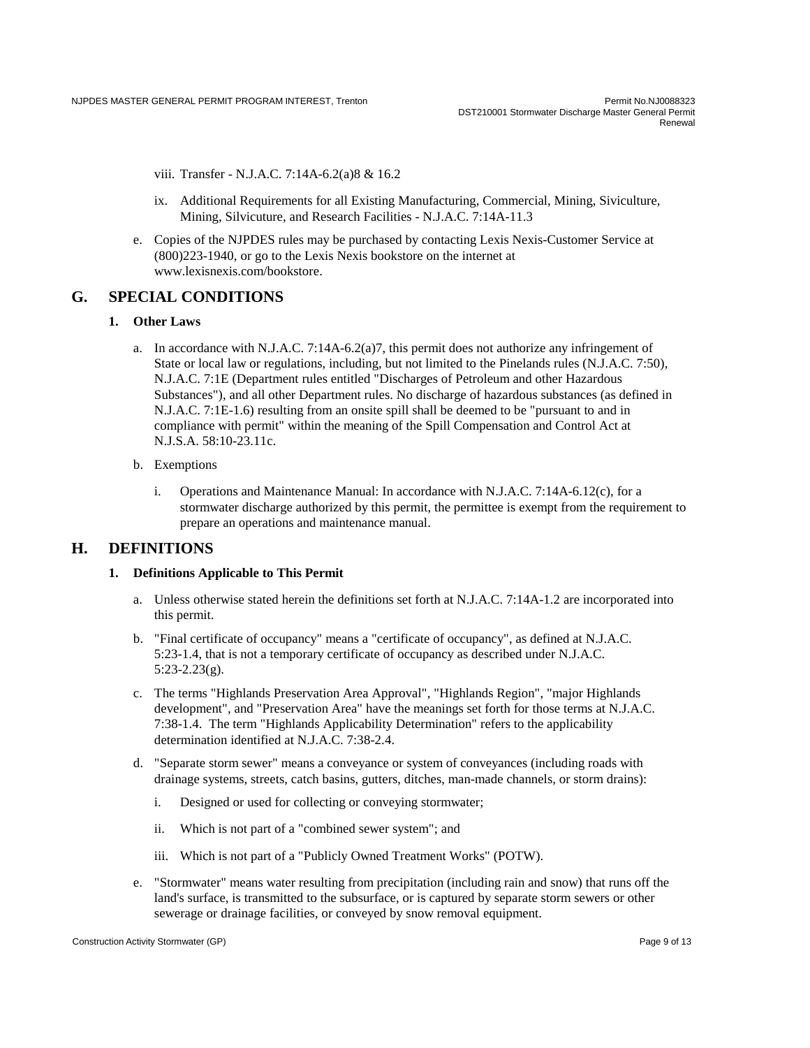viii. Transfer - N.J.A.C. 7:14A-6.2(a)8 & 16.2

ix. Additional Requirements for all Existing Manufacturing, Commercial, Mining, Siviculture, Mining, Silvicuture, and Research Facilities - N.J.A.C. 7:14A-11.3

e. Copies of the NJPDES rules may be purchased by contacting Lexis Nexis-Customer Service at (800)223-1940, or go to the Lexis Nexis bookstore on the internet at www.lexisnexis.com/bookstore.

## G. SPECIAL CONDITIONS

### 1. Other Laws

a. In accordance with N.J.A.C. 7:14A-6.2(a)7, this permit does not authorize any infringement of State or local law or regulations, including, but not limited to the Pinelands rules (N.J.A.C. 7:50), N.J.A.C. 7:1E (Department rules entitled "Discharges of Petroleum and other Hazardous Substances"), and all other Department rules. No discharge of hazardous substances (as defined in N.J.A.C. 7:1E-1.6) resulting from an onsite spill shall be deemed to be "pursuant to and in compliance with permit" within the meaning of the Spill Compensation and Control Act at N.J.S.A. 58:10-23.11c.

b. Exemptions

i. Operations and Maintenance Manual: In accordance with N.J.A.C. 7:14A-6.12(c), for a stormwater discharge authorized by this permit, the permittee is exempt from the requirement to prepare an operations and maintenance manual.

## H. DEFINITIONS

### 1. Definitions Applicable to This Permit

a. Unless otherwise stated herein the definitions set forth at N.J.A.C. 7:14A-1.2 are incorporated into this permit.

b. "Final certificate of occupancy" means a "certificate of occupancy", as defined at N.J.A.C. 5:23-1.4, that is not a temporary certificate of occupancy as described under N.J.A.C. 5:23-2.23(g).

c. The terms "Highlands Preservation Area Approval", "Highlands Region", "major Highlands development", and "Preservation Area" have the meanings set forth for those terms at N.J.A.C. 7:38-1.4. The term "Highlands Applicability Determination" refers to the applicability determination identified at N.J.A.C. 7:38-2.4.

d. "Separate storm sewer" means a conveyance or system of conveyances (including roads with drainage systems, streets, catch basins, gutters, ditches, man-made channels, or storm drains):

i. Designed or used for collecting or conveying stormwater;

ii. Which is not part of a "combined sewer system"; and

iii. Which is not part of a "Publicly Owned Treatment Works" (POTW).

e. "Stormwater" means water resulting from precipitation (including rain and snow) that runs off the land's surface, is transmitted to the subsurface, or is captured by separate storm sewers or other sewerage or drainage facilities, or conveyed by snow removal equipment.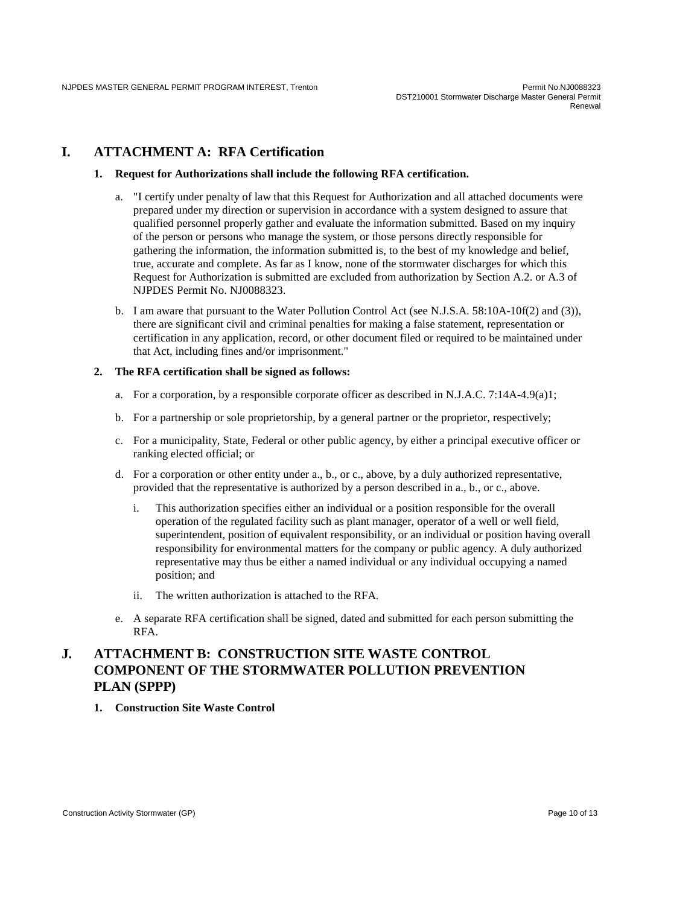## I. ATTACHMENT A: RFA Certification

**1. Request for Authorizations shall include the following RFA certification.**

a. "I certify under penalty of law that this Request for Authorization and all attached documents were prepared under my direction or supervision in accordance with a system designed to assure that qualified personnel properly gather and evaluate the information submitted. Based on my inquiry of the person or persons who manage the system, or those persons directly responsible for gathering the information, the information submitted is, to the best of my knowledge and belief, true, accurate and complete. As far as I know, none of the stormwater discharges for which this Request for Authorization is submitted are excluded from authorization by Section A.2. or A.3 of NJPDES Permit No. NJ0088323.

b. I am aware that pursuant to the Water Pollution Control Act (see N.J.S.A. 58:10A-10f(2) and (3)), there are significant civil and criminal penalties for making a false statement, representation or certification in any application, record, or other document filed or required to be maintained under that Act, including fines and/or imprisonment."

**2. The RFA certification shall be signed as follows:**

a. For a corporation, by a responsible corporate officer as described in N.J.A.C. 7:14A-4.9(a)1;

b. For a partnership or sole proprietorship, by a general partner or the proprietor, respectively;

c. For a municipality, State, Federal or other public agency, by either a principal executive officer or ranking elected official; or

d. For a corporation or other entity under a., b., or c., above, by a duly authorized representative, provided that the representative is authorized by a person described in a., b., or c., above.

   i. This authorization specifies either an individual or a position responsible for the overall operation of the regulated facility such as plant manager, operator of a well or well field, superintendent, position of equivalent responsibility, or an individual or position having overall responsibility for environmental matters for the company or public agency. A duly authorized representative may thus be either a named individual or any individual occupying a named position; and

   ii. The written authorization is attached to the RFA.

e. A separate RFA certification shall be signed, dated and submitted for each person submitting the RFA.

## J. ATTACHMENT B: CONSTRUCTION SITE WASTE CONTROL COMPONENT OF THE STORMWATER POLLUTION PREVENTION PLAN (SPPP)

**1. Construction Site Waste Control**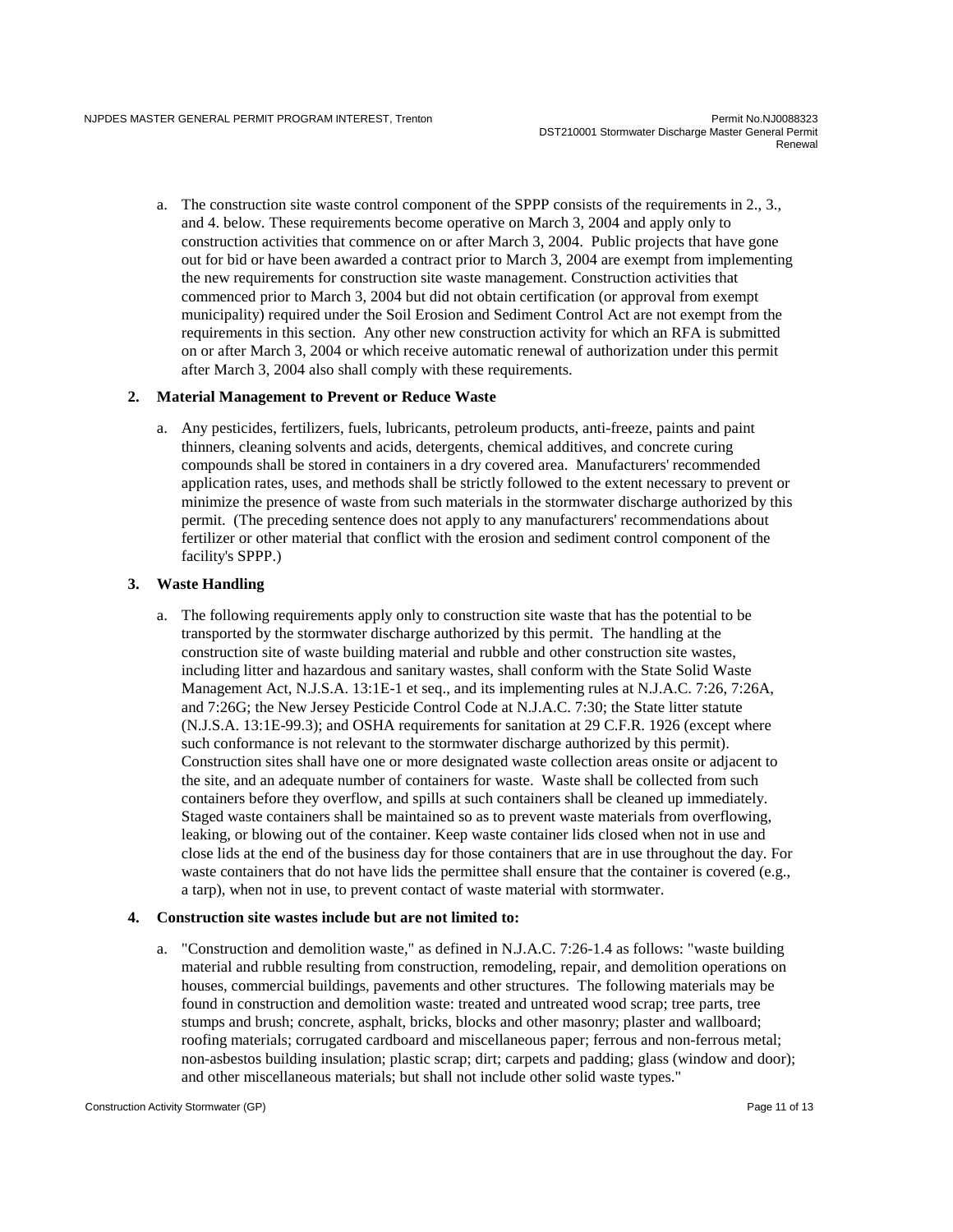a. The construction site waste control component of the SPPP consists of the requirements in 2., 3., and 4. below. These requirements become operative on March 3, 2004 and apply only to construction activities that commence on or after March 3, 2004. Public projects that have gone out for bid or have been awarded a contract prior to March 3, 2004 are exempt from implementing the new requirements for construction site waste management. Construction activities that commenced prior to March 3, 2004 but did not obtain certification (or approval from exempt municipality) required under the Soil Erosion and Sediment Control Act are not exempt from the requirements in this section. Any other new construction activity for which an RFA is submitted on or after March 3, 2004 or which receive automatic renewal of authorization under this permit after March 3, 2004 also shall comply with these requirements.

**2. Material Management to Prevent or Reduce Waste**

a. Any pesticides, fertilizers, fuels, lubricants, petroleum products, anti-freeze, paints and paint thinners, cleaning solvents and acids, detergents, chemical additives, and concrete curing compounds shall be stored in containers in a dry covered area. Manufacturers' recommended application rates, uses, and methods shall be strictly followed to the extent necessary to prevent or minimize the presence of waste from such materials in the stormwater discharge authorized by this permit. (The preceding sentence does not apply to any manufacturers' recommendations about fertilizer or other material that conflict with the erosion and sediment control component of the facility's SPPP.)

**3. Waste Handling**

a. The following requirements apply only to construction site waste that has the potential to be transported by the stormwater discharge authorized by this permit. The handling at the construction site of waste building material and rubble and other construction site wastes, including litter and hazardous and sanitary wastes, shall conform with the State Solid Waste Management Act, N.J.S.A. 13:1E-1 et seq., and its implementing rules at N.J.A.C. 7:26, 7:26A, and 7:26G; the New Jersey Pesticide Control Code at N.J.A.C. 7:30; the State litter statute (N.J.S.A. 13:1E-99.3); and OSHA requirements for sanitation at 29 C.F.R. 1926 (except where such conformance is not relevant to the stormwater discharge authorized by this permit). Construction sites shall have one or more designated waste collection areas onsite or adjacent to the site, and an adequate number of containers for waste. Waste shall be collected from such containers before they overflow, and spills at such containers shall be cleaned up immediately. Staged waste containers shall be maintained so as to prevent waste materials from overflowing, leaking, or blowing out of the container. Keep waste container lids closed when not in use and close lids at the end of the business day for those containers that are in use throughout the day. For waste containers that do not have lids the permittee shall ensure that the container is covered (e.g., a tarp), when not in use, to prevent contact of waste material with stormwater.

**4. Construction site wastes include but are not limited to:**

a. "Construction and demolition waste," as defined in N.J.A.C. 7:26-1.4 as follows: "waste building material and rubble resulting from construction, remodeling, repair, and demolition operations on houses, commercial buildings, pavements and other structures. The following materials may be found in construction and demolition waste: treated and untreated wood scrap; tree parts, tree stumps and brush; concrete, asphalt, bricks, blocks and other masonry; plaster and wallboard; roofing materials; corrugated cardboard and miscellaneous paper; ferrous and non-ferrous metal; non-asbestos building insulation; plastic scrap; dirt; carpets and padding; glass (window and door); and other miscellaneous materials; but shall not include other solid waste types."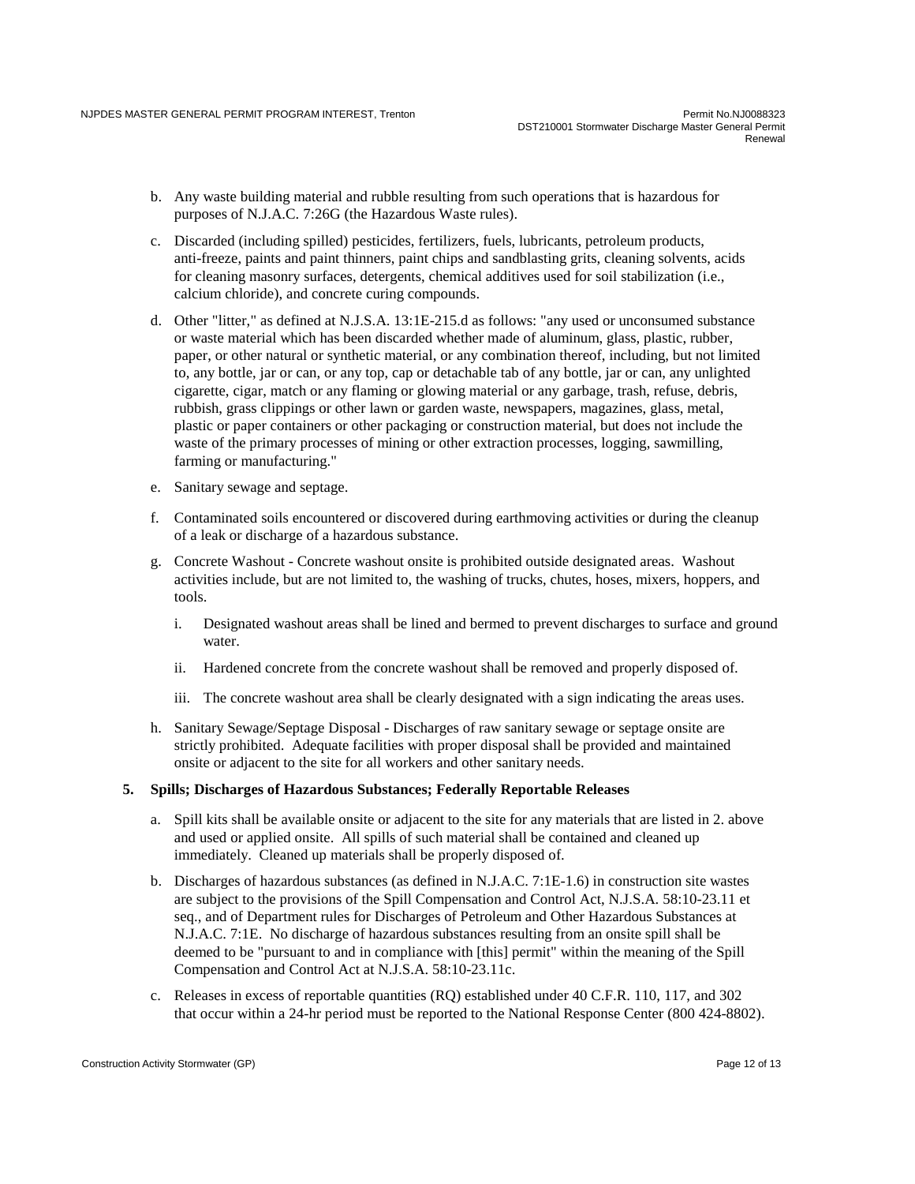b. Any waste building material and rubble resulting from such operations that is hazardous for purposes of N.J.A.C. 7:26G (the Hazardous Waste rules).

c. Discarded (including spilled) pesticides, fertilizers, fuels, lubricants, petroleum products, anti-freeze, paints and paint thinners, paint chips and sandblasting grits, cleaning solvents, acids for cleaning masonry surfaces, detergents, chemical additives used for soil stabilization (i.e., calcium chloride), and concrete curing compounds.

d. Other "litter," as defined at N.J.S.A. 13:1E-215.d as follows: "any used or unconsumed substance or waste material which has been discarded whether made of aluminum, glass, plastic, rubber, paper, or other natural or synthetic material, or any combination thereof, including, but not limited to, any bottle, jar or can, or any top, cap or detachable tab of any bottle, jar or can, any unlighted cigarette, cigar, match or any flaming or glowing material or any garbage, trash, refuse, debris, rubbish, grass clippings or other lawn or garden waste, newspapers, magazines, glass, metal, plastic or paper containers or other packaging or construction material, but does not include the waste of the primary processes of mining or other extraction processes, logging, sawmilling, farming or manufacturing."

e. Sanitary sewage and septage.

f. Contaminated soils encountered or discovered during earthmoving activities or during the cleanup of a leak or discharge of a hazardous substance.

g. Concrete Washout - Concrete washout onsite is prohibited outside designated areas. Washout activities include, but are not limited to, the washing of trucks, chutes, hoses, mixers, hoppers, and tools.

   i. Designated washout areas shall be lined and bermed to prevent discharges to surface and ground water.

   ii. Hardened concrete from the concrete washout shall be removed and properly disposed of.

   iii. The concrete washout area shall be clearly designated with a sign indicating the areas uses.

h. Sanitary Sewage/Septage Disposal - Discharges of raw sanitary sewage or septage onsite are strictly prohibited. Adequate facilities with proper disposal shall be provided and maintained onsite or adjacent to the site for all workers and other sanitary needs.

**5. Spills; Discharges of Hazardous Substances; Federally Reportable Releases**

a. Spill kits shall be available onsite or adjacent to the site for any materials that are listed in 2. above and used or applied onsite. All spills of such material shall be contained and cleaned up immediately. Cleaned up materials shall be properly disposed of.

b. Discharges of hazardous substances (as defined in N.J.A.C. 7:1E-1.6) in construction site wastes are subject to the provisions of the Spill Compensation and Control Act, N.J.S.A. 58:10-23.11 et seq., and of Department rules for Discharges of Petroleum and Other Hazardous Substances at N.J.A.C. 7:1E. No discharge of hazardous substances resulting from an onsite spill shall be deemed to be "pursuant to and in compliance with [this] permit" within the meaning of the Spill Compensation and Control Act at N.J.S.A. 58:10-23.11c.

c. Releases in excess of reportable quantities (RQ) established under 40 C.F.R. 110, 117, and 302 that occur within a 24-hr period must be reported to the National Response Center (800 424-8802).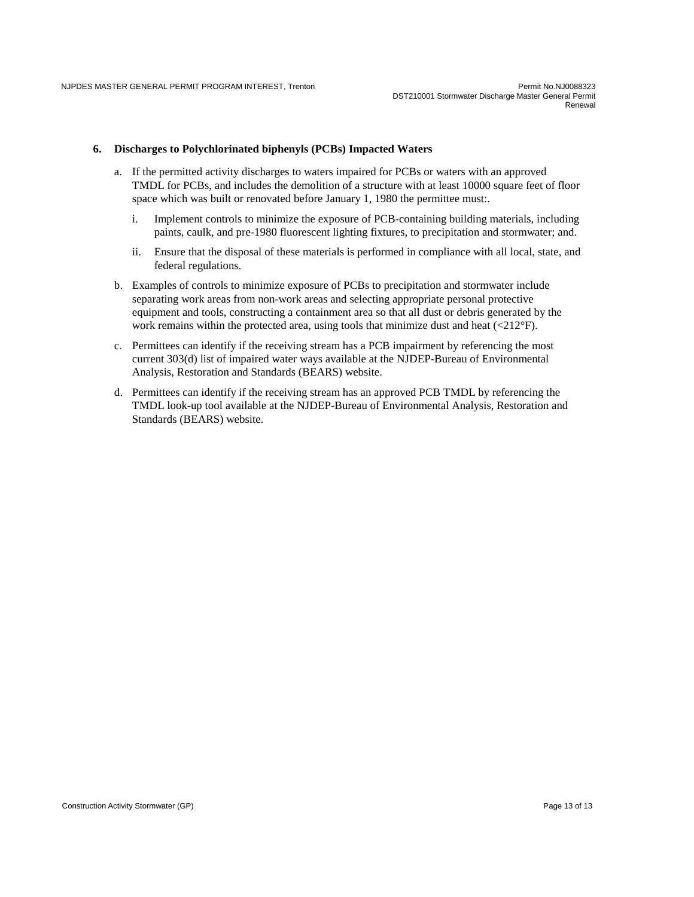**6. Discharges to Polychlorinated biphenyls (PCBs) Impacted Waters**

a. If the permitted activity discharges to waters impaired for PCBs or waters with an approved TMDL for PCBs, and includes the demolition of a structure with at least 10000 square feet of floor space which was built or renovated before January 1, 1980 the permittee must:.

   i. Implement controls to minimize the exposure of PCB-containing building materials, including paints, caulk, and pre-1980 fluorescent lighting fixtures, to precipitation and stormwater; and.

   ii. Ensure that the disposal of these materials is performed in compliance with all local, state, and federal regulations.

b. Examples of controls to minimize exposure of PCBs to precipitation and stormwater include separating work areas from non-work areas and selecting appropriate personal protective equipment and tools, constructing a containment area so that all dust or debris generated by the work remains within the protected area, using tools that minimize dust and heat (<212°F).

c. Permittees can identify if the receiving stream has a PCB impairment by referencing the most current 303(d) list of impaired water ways available at the NJDEP-Bureau of Environmental Analysis, Restoration and Standards (BEARS) website.

d. Permittees can identify if the receiving stream has an approved PCB TMDL by referencing the TMDL look-up tool available at the NJDEP-Bureau of Environmental Analysis, Restoration and Standards (BEARS) website.